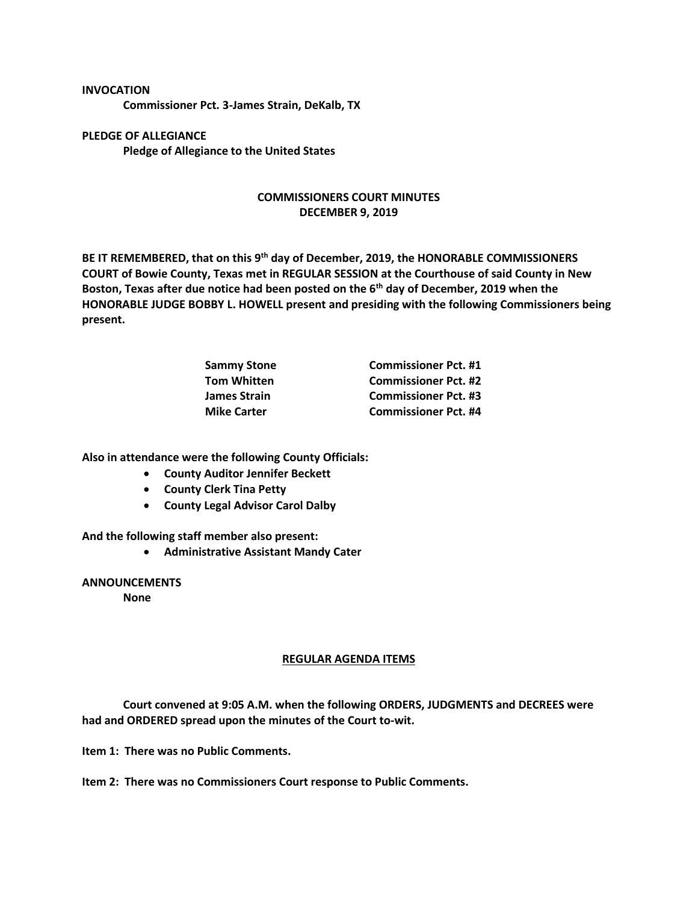**INVOCATION**

**Commissioner Pct. 3-James Strain, DeKalb, TX**

**PLEDGE OF ALLEGIANCE**

**Pledge of Allegiance to the United States**

## COMMISSIONERS COURT MINUTES
## DECEMBER 9, 2019

**BE IT REMEMBERED, that on this 9th day of December, 2019, the HONORABLE COMMISSIONERS COURT of Bowie County, Texas met in REGULAR SESSION at the Courthouse of said County in New Boston, Texas after due notice had been posted on the 6th day of December, 2019 when the HONORABLE JUDGE BOBBY L. HOWELL present and presiding with the following Commissioners being present.**

| | |
|---|---|
| **Sammy Stone** | **Commissioner Pct. #1** |
| **Tom Whitten** | **Commissioner Pct. #2** |
| **James Strain** | **Commissioner Pct. #3** |
| **Mike Carter** | **Commissioner Pct. #4** |

**Also in attendance were the following County Officials:**

- **County Auditor Jennifer Beckett**
- **County Clerk Tina Petty**
- **County Legal Advisor Carol Dalby**

**And the following staff member also present:**

- **Administrative Assistant Mandy Cater**

**ANNOUNCEMENTS**

**None**

## REGULAR AGENDA ITEMS

**Court convened at 9:05 A.M. when the following ORDERS, JUDGMENTS and DECREES were had and ORDERED spread upon the minutes of the Court to-wit.**

**Item 1: There was no Public Comments.**

**Item 2: There was no Commissioners Court response to Public Comments.**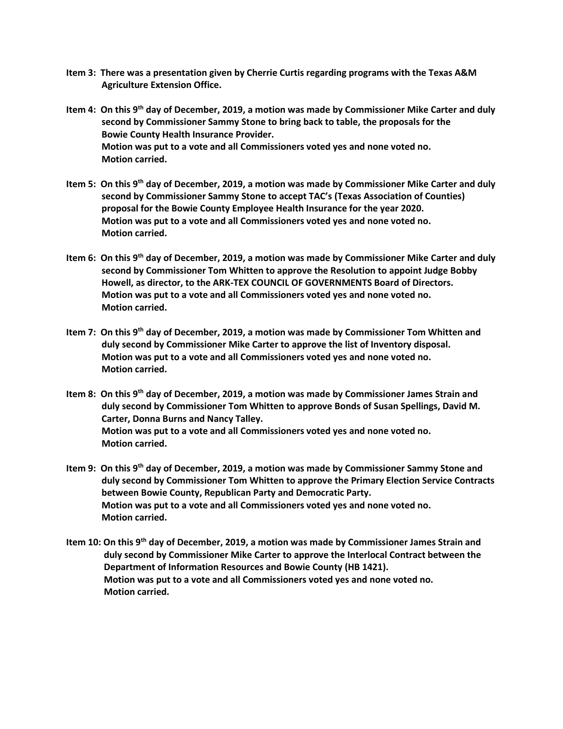**Item 3: There was a presentation given by Cherrie Curtis regarding programs with the Texas A&M Agriculture Extension Office.**

**Item 4: On this 9th day of December, 2019, a motion was made by Commissioner Mike Carter and duly second by Commissioner Sammy Stone to bring back to table, the proposals for the Bowie County Health Insurance Provider.**
**Motion was put to a vote and all Commissioners voted yes and none voted no.**
**Motion carried.**

**Item 5: On this 9th day of December, 2019, a motion was made by Commissioner Mike Carter and duly second by Commissioner Sammy Stone to accept TAC's (Texas Association of Counties) proposal for the Bowie County Employee Health Insurance for the year 2020.**
**Motion was put to a vote and all Commissioners voted yes and none voted no.**
**Motion carried.**

**Item 6: On this 9th day of December, 2019, a motion was made by Commissioner Mike Carter and duly second by Commissioner Tom Whitten to approve the Resolution to appoint Judge Bobby Howell, as director, to the ARK-TEX COUNCIL OF GOVERNMENTS Board of Directors.**
**Motion was put to a vote and all Commissioners voted yes and none voted no.**
**Motion carried.**

**Item 7: On this 9th day of December, 2019, a motion was made by Commissioner Tom Whitten and duly second by Commissioner Mike Carter to approve the list of Inventory disposal.**
**Motion was put to a vote and all Commissioners voted yes and none voted no.**
**Motion carried.**

**Item 8: On this 9th day of December, 2019, a motion was made by Commissioner James Strain and duly second by Commissioner Tom Whitten to approve Bonds of Susan Spellings, David M. Carter, Donna Burns and Nancy Talley.**
**Motion was put to a vote and all Commissioners voted yes and none voted no.**
**Motion carried.**

**Item 9: On this 9th day of December, 2019, a motion was made by Commissioner Sammy Stone and duly second by Commissioner Tom Whitten to approve the Primary Election Service Contracts between Bowie County, Republican Party and Democratic Party.**
**Motion was put to a vote and all Commissioners voted yes and none voted no.**
**Motion carried.**

**Item 10: On this 9th day of December, 2019, a motion was made by Commissioner James Strain and duly second by Commissioner Mike Carter to approve the Interlocal Contract between the Department of Information Resources and Bowie County (HB 1421).**
**Motion was put to a vote and all Commissioners voted yes and none voted no.**
**Motion carried.**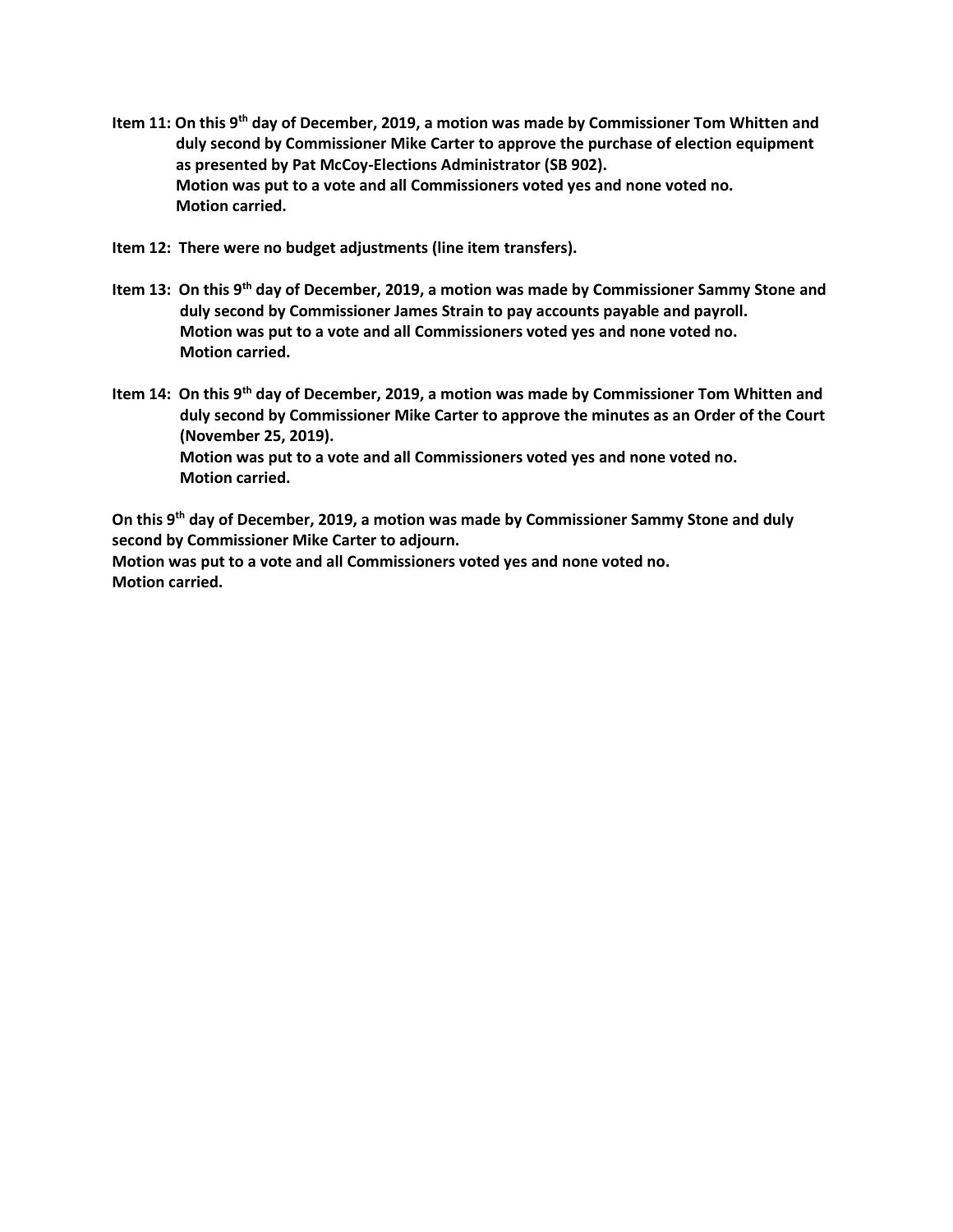**Item 11: On this 9th day of December, 2019, a motion was made by Commissioner Tom Whitten and duly second by Commissioner Mike Carter to approve the purchase of election equipment as presented by Pat McCoy-Elections Administrator (SB 902).**
**Motion was put to a vote and all Commissioners voted yes and none voted no.**
**Motion carried.**

**Item 12: There were no budget adjustments (line item transfers).**

**Item 13: On this 9th day of December, 2019, a motion was made by Commissioner Sammy Stone and duly second by Commissioner James Strain to pay accounts payable and payroll.**
**Motion was put to a vote and all Commissioners voted yes and none voted no.**
**Motion carried.**

**Item 14: On this 9th day of December, 2019, a motion was made by Commissioner Tom Whitten and duly second by Commissioner Mike Carter to approve the minutes as an Order of the Court (November 25, 2019).**
**Motion was put to a vote and all Commissioners voted yes and none voted no.**
**Motion carried.**

**On this 9th day of December, 2019, a motion was made by Commissioner Sammy Stone and duly second by Commissioner Mike Carter to adjourn.**
**Motion was put to a vote and all Commissioners voted yes and none voted no.**
**Motion carried.**